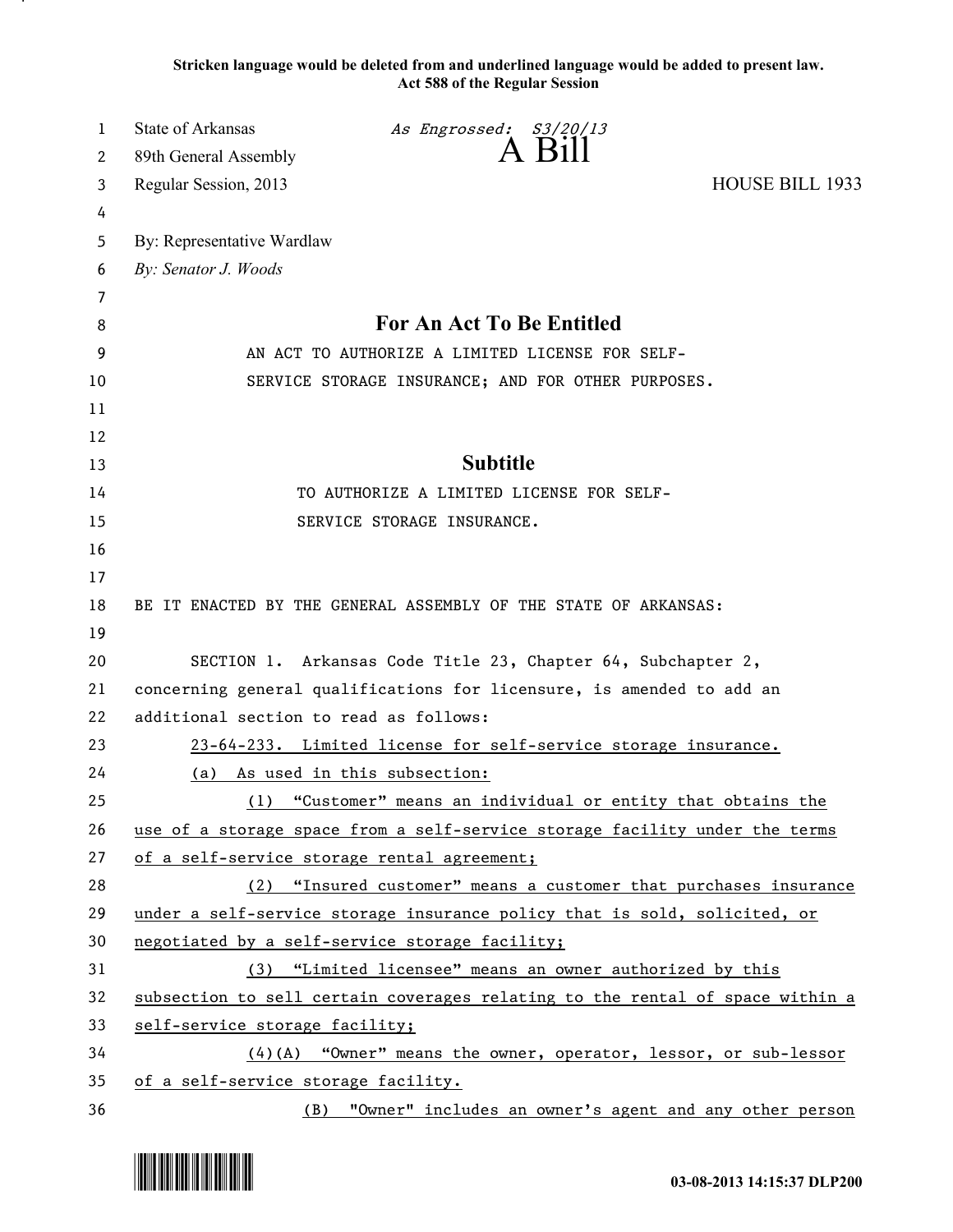Stricken language would be deleted from and underlined language would be added to present law.
Act 588 of the Regular Session

State of Arkansas *As Engrossed: S3/20/13*
89th General Assembly **A Bill**
Regular Session, 2013 HOUSE BILL 1933

By: Representative Wardlaw
*By: Senator J. Woods*

## For An Act To Be Entitled

AN ACT TO AUTHORIZE A LIMITED LICENSE FOR SELF-SERVICE STORAGE INSURANCE; AND FOR OTHER PURPOSES.

## Subtitle

TO AUTHORIZE A LIMITED LICENSE FOR SELF-SERVICE STORAGE INSURANCE.

BE IT ENACTED BY THE GENERAL ASSEMBLY OF THE STATE OF ARKANSAS:

SECTION 1. Arkansas Code Title 23, Chapter 64, Subchapter 2, concerning general qualifications for licensure, is amended to add an additional section to read as follows:

23-64-233. Limited license for self-service storage insurance.

(a) As used in this subsection:

(1) "Customer" means an individual or entity that obtains the use of a storage space from a self-service storage facility under the terms of a self-service storage rental agreement;

(2) "Insured customer" means a customer that purchases insurance under a self-service storage insurance policy that is sold, solicited, or negotiated by a self-service storage facility;

(3) "Limited licensee" means an owner authorized by this subsection to sell certain coverages relating to the rental of space within a self-service storage facility;

(4)(A) "Owner" means the owner, operator, lessor, or sub-lessor of a self-service storage facility.

(B) "Owner" includes an owner's agent and any other person

03-08-2013 14:15:37 DLP200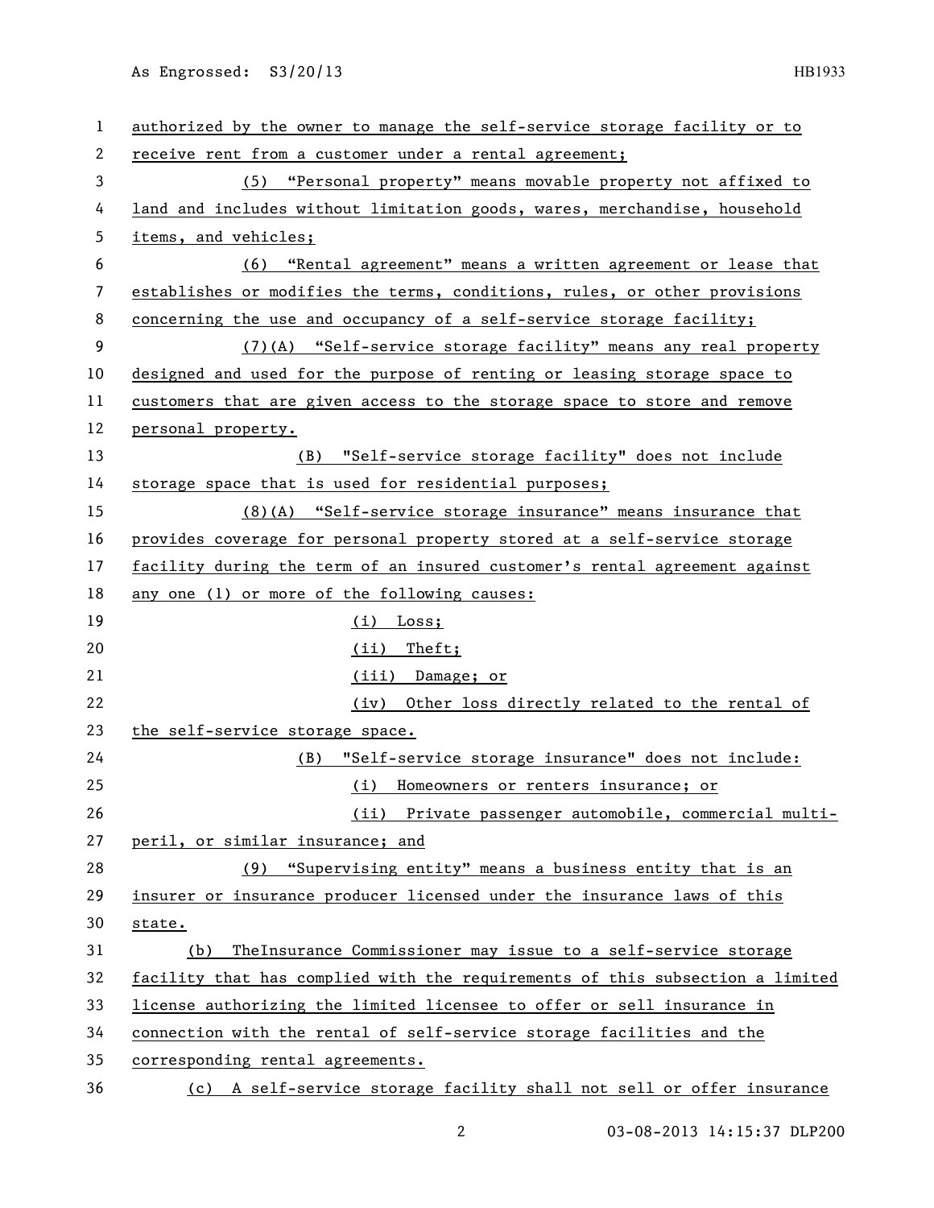authorized by the owner to manage the self-service storage facility or to receive rent from a customer under a rental agreement;

(5) "Personal property" means movable property not affixed to land and includes without limitation goods, wares, merchandise, household items, and vehicles;

(6) "Rental agreement" means a written agreement or lease that establishes or modifies the terms, conditions, rules, or other provisions concerning the use and occupancy of a self-service storage facility;

(7)(A) "Self-service storage facility" means any real property designed and used for the purpose of renting or leasing storage space to customers that are given access to the storage space to store and remove personal property.

(B) "Self-service storage facility" does not include storage space that is used for residential purposes;

(8)(A) "Self-service storage insurance" means insurance that provides coverage for personal property stored at a self-service storage facility during the term of an insured customer's rental agreement against any one (1) or more of the following causes:

(i) Loss;

(ii) Theft;

(iii) Damage; or

(iv) Other loss directly related to the rental of the self-service storage space.

(B) "Self-service storage insurance" does not include:

(i) Homeowners or renters insurance; or

(ii) Private passenger automobile, commercial multi-peril, or similar insurance; and

(9) "Supervising entity" means a business entity that is an insurer or insurance producer licensed under the insurance laws of this state.

(b) TheInsurance Commissioner may issue to a self-service storage facility that has complied with the requirements of this subsection a limited license authorizing the limited licensee to offer or sell insurance in connection with the rental of self-service storage facilities and the corresponding rental agreements.

(c) A self-service storage facility shall not sell or offer insurance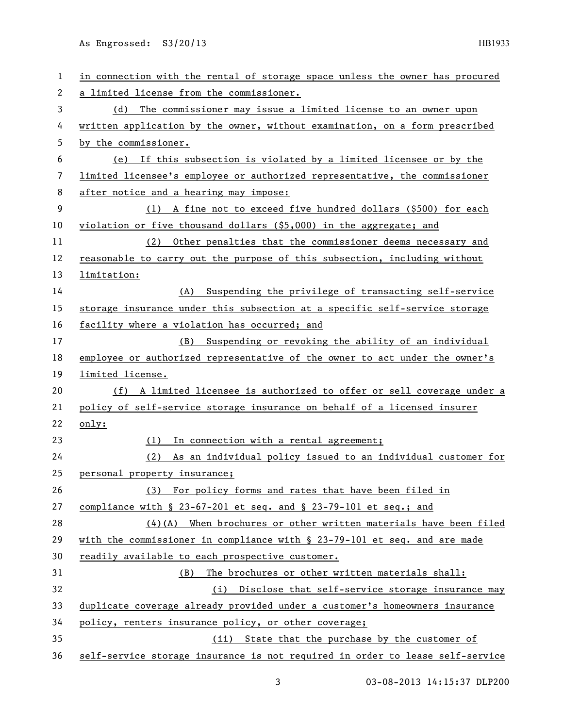in connection with the rental of storage space unless the owner has procured a limited license from the commissioner.

(d) The commissioner may issue a limited license to an owner upon written application by the owner, without examination, on a form prescribed by the commissioner.

(e) If this subsection is violated by a limited licensee or by the limited licensee's employee or authorized representative, the commissioner after notice and a hearing may impose:

(1) A fine not to exceed five hundred dollars ($500) for each violation or five thousand dollars ($5,000) in the aggregate; and

(2) Other penalties that the commissioner deems necessary and reasonable to carry out the purpose of this subsection, including without limitation:

(A) Suspending the privilege of transacting self-service storage insurance under this subsection at a specific self-service storage facility where a violation has occurred; and

(B) Suspending or revoking the ability of an individual employee or authorized representative of the owner to act under the owner's limited license.

(f) A limited licensee is authorized to offer or sell coverage under a policy of self-service storage insurance on behalf of a licensed insurer only:

(1) In connection with a rental agreement;

(2) As an individual policy issued to an individual customer for personal property insurance;

(3) For policy forms and rates that have been filed in compliance with § 23-67-201 et seq. and § 23-79-101 et seq.; and

(4)(A) When brochures or other written materials have been filed with the commissioner in compliance with § 23-79-101 et seq. and are made readily available to each prospective customer.

(B) The brochures or other written materials shall:

(i) Disclose that self-service storage insurance may duplicate coverage already provided under a customer's homeowners insurance policy, renters insurance policy, or other coverage;

(ii) State that the purchase by the customer of self-service storage insurance is not required in order to lease self-service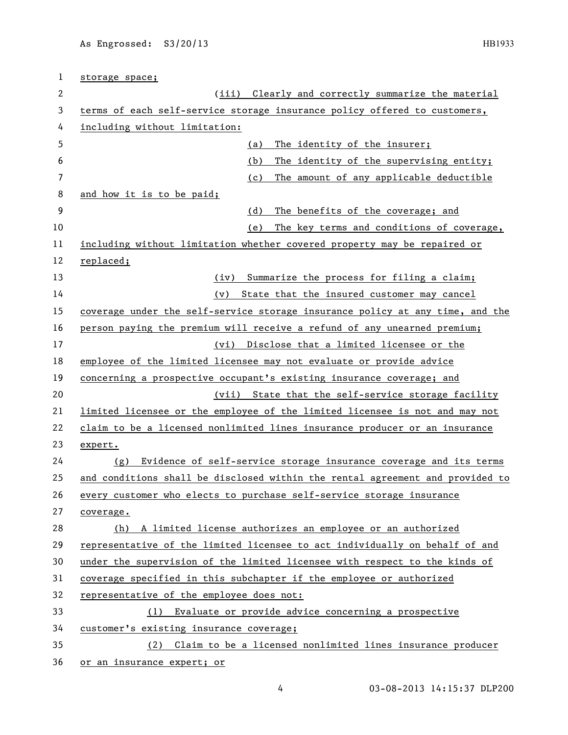storage space;

(iii) Clearly and correctly summarize the material terms of each self-service storage insurance policy offered to customers, including without limitation:

(a) The identity of the insurer;

(b) The identity of the supervising entity;

(c) The amount of any applicable deductible and how it is to be paid;

(d) The benefits of the coverage; and

(e) The key terms and conditions of coverage, including without limitation whether covered property may be repaired or replaced;

(iv) Summarize the process for filing a claim;

(v) State that the insured customer may cancel coverage under the self-service storage insurance policy at any time, and the person paying the premium will receive a refund of any unearned premium;

(vi) Disclose that a limited licensee or the employee of the limited licensee may not evaluate or provide advice concerning a prospective occupant's existing insurance coverage; and

(vii) State that the self-service storage facility limited licensee or the employee of the limited licensee is not and may not claim to be a licensed nonlimited lines insurance producer or an insurance expert.

(g) Evidence of self-service storage insurance coverage and its terms and conditions shall be disclosed within the rental agreement and provided to every customer who elects to purchase self-service storage insurance coverage.

(h) A limited license authorizes an employee or an authorized representative of the limited licensee to act individually on behalf of and under the supervision of the limited licensee with respect to the kinds of coverage specified in this subchapter if the employee or authorized representative of the employee does not:

(1) Evaluate or provide advice concerning a prospective customer's existing insurance coverage;

(2) Claim to be a licensed nonlimited lines insurance producer or an insurance expert; or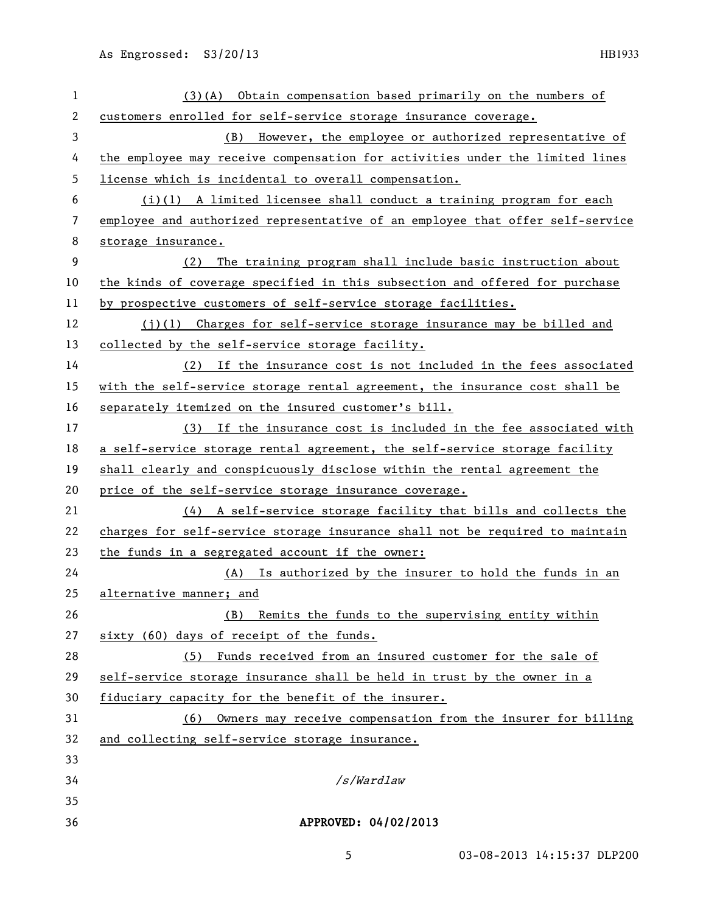(3)(A) Obtain compensation based primarily on the numbers of customers enrolled for self-service storage insurance coverage.

(B) However, the employee or authorized representative of the employee may receive compensation for activities under the limited lines license which is incidental to overall compensation.

(i)(1) A limited licensee shall conduct a training program for each employee and authorized representative of an employee that offer self-service storage insurance.

(2) The training program shall include basic instruction about the kinds of coverage specified in this subsection and offered for purchase by prospective customers of self-service storage facilities.

(j)(1) Charges for self-service storage insurance may be billed and collected by the self-service storage facility.

(2) If the insurance cost is not included in the fees associated with the self-service storage rental agreement, the insurance cost shall be separately itemized on the insured customer's bill.

(3) If the insurance cost is included in the fee associated with a self-service storage rental agreement, the self-service storage facility shall clearly and conspicuously disclose within the rental agreement the price of the self-service storage insurance coverage.

(4) A self-service storage facility that bills and collects the charges for self-service storage insurance shall not be required to maintain the funds in a segregated account if the owner:

(A) Is authorized by the insurer to hold the funds in an alternative manner; and

(B) Remits the funds to the supervising entity within sixty (60) days of receipt of the funds.

(5) Funds received from an insured customer for the sale of self-service storage insurance shall be held in trust by the owner in a fiduciary capacity for the benefit of the insurer.

(6) Owners may receive compensation from the insurer for billing and collecting self-service storage insurance.

*/s/Wardlaw*

**APPROVED: 04/02/2013**